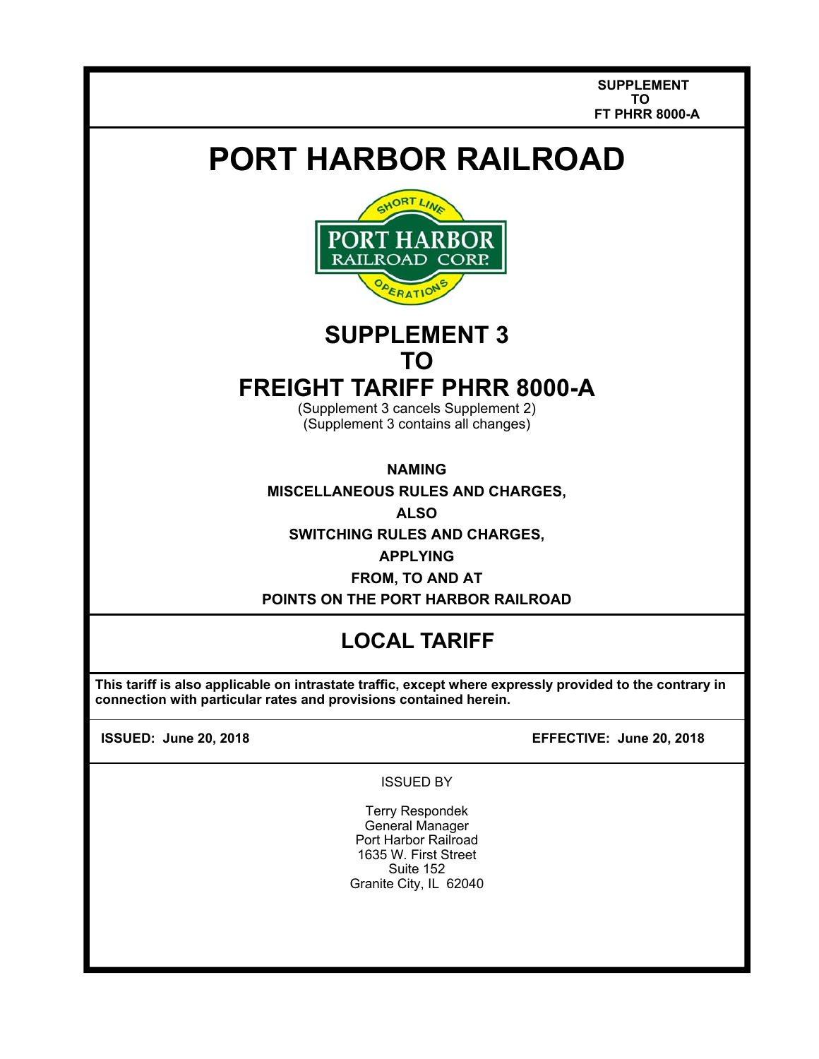SUPPLEMENT
TO
FT PHRR 8000-A

# PORT HARBOR RAILROAD

## SUPPLEMENT 3
## TO
## FREIGHT TARIFF PHRR 8000-A

(Supplement 3 cancels Supplement 2)
(Supplement 3 contains all changes)

**NAMING**

**MISCELLANEOUS RULES AND CHARGES,**

**ALSO**

**SWITCHING RULES AND CHARGES,**

**APPLYING**

**FROM, TO AND AT**

**POINTS ON THE PORT HARBOR RAILROAD**

## LOCAL TARIFF

**This tariff is also applicable on intrastate traffic, except where expressly provided to the contrary in connection with particular rates and provisions contained herein.**

**ISSUED: June 20, 2018** **EFFECTIVE: June 20, 2018**

ISSUED BY

Terry Respondek
General Manager
Port Harbor Railroad
1635 W. First Street
Suite 152
Granite City, IL 62040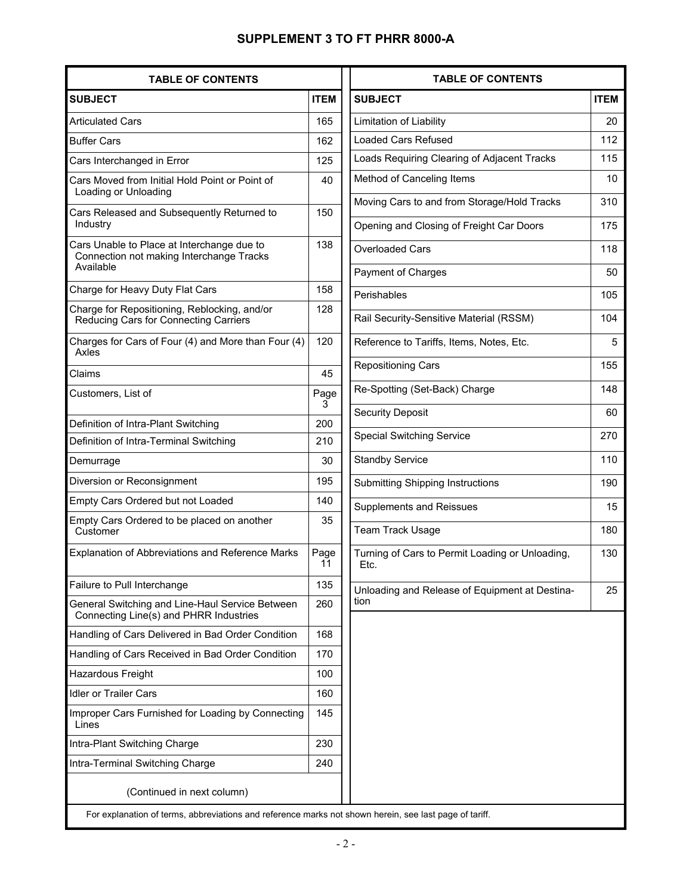## SUPPLEMENT 3 TO FT PHRR 8000-A

### TABLE OF CONTENTS

| SUBJECT | ITEM |
|---|---|
| Articulated Cars | 165 |
| Buffer Cars | 162 |
| Cars Interchanged in Error | 125 |
| Cars Moved from Initial Hold Point or Point of Loading or Unloading | 40 |
| Cars Released and Subsequently Returned to Industry | 150 |
| Cars Unable to Place at Interchange due to Connection not making Interchange Tracks Available | 138 |
| Charge for Heavy Duty Flat Cars | 158 |
| Charge for Repositioning, Reblocking, and/or Reducing Cars for Connecting Carriers | 128 |
| Charges for Cars of Four (4) and More than Four (4) Axles | 120 |
| Claims | 45 |
| Customers, List of | Page 3 |
| Definition of Intra-Plant Switching | 200 |
| Definition of Intra-Terminal Switching | 210 |
| Demurrage | 30 |
| Diversion or Reconsignment | 195 |
| Empty Cars Ordered but not Loaded | 140 |
| Empty Cars Ordered to be placed on another Customer | 35 |
| Explanation of Abbreviations and Reference Marks | Page 11 |
| Failure to Pull Interchange | 135 |
| General Switching and Line-Haul Service Between Connecting Line(s) and PHRR Industries | 260 |
| Handling of Cars Delivered in Bad Order Condition | 168 |
| Handling of Cars Received in Bad Order Condition | 170 |
| Hazardous Freight | 100 |
| Idler or Trailer Cars | 160 |
| Improper Cars Furnished for Loading by Connecting Lines | 145 |
| Intra-Plant Switching Charge | 230 |
| Intra-Terminal Switching Charge | 240 |
| Limitation of Liability | 20 |
| Loaded Cars Refused | 112 |
| Loads Requiring Clearing of Adjacent Tracks | 115 |
| Method of Canceling Items | 10 |
| Moving Cars to and from Storage/Hold Tracks | 310 |
| Opening and Closing of Freight Car Doors | 175 |
| Overloaded Cars | 118 |
| Payment of Charges | 50 |
| Perishables | 105 |
| Rail Security-Sensitive Material (RSSM) | 104 |
| Reference to Tariffs, Items, Notes, Etc. | 5 |
| Repositioning Cars | 155 |
| Re-Spotting (Set-Back) Charge | 148 |
| Security Deposit | 60 |
| Special Switching Service | 270 |
| Standby Service | 110 |
| Submitting Shipping Instructions | 190 |
| Supplements and Reissues | 15 |
| Team Track Usage | 180 |
| Turning of Cars to Permit Loading or Unloading, Etc. | 130 |
| Unloading and Release of Equipment at Destination | 25 |

For explanation of terms, abbreviations and reference marks not shown herein, see last page of tariff.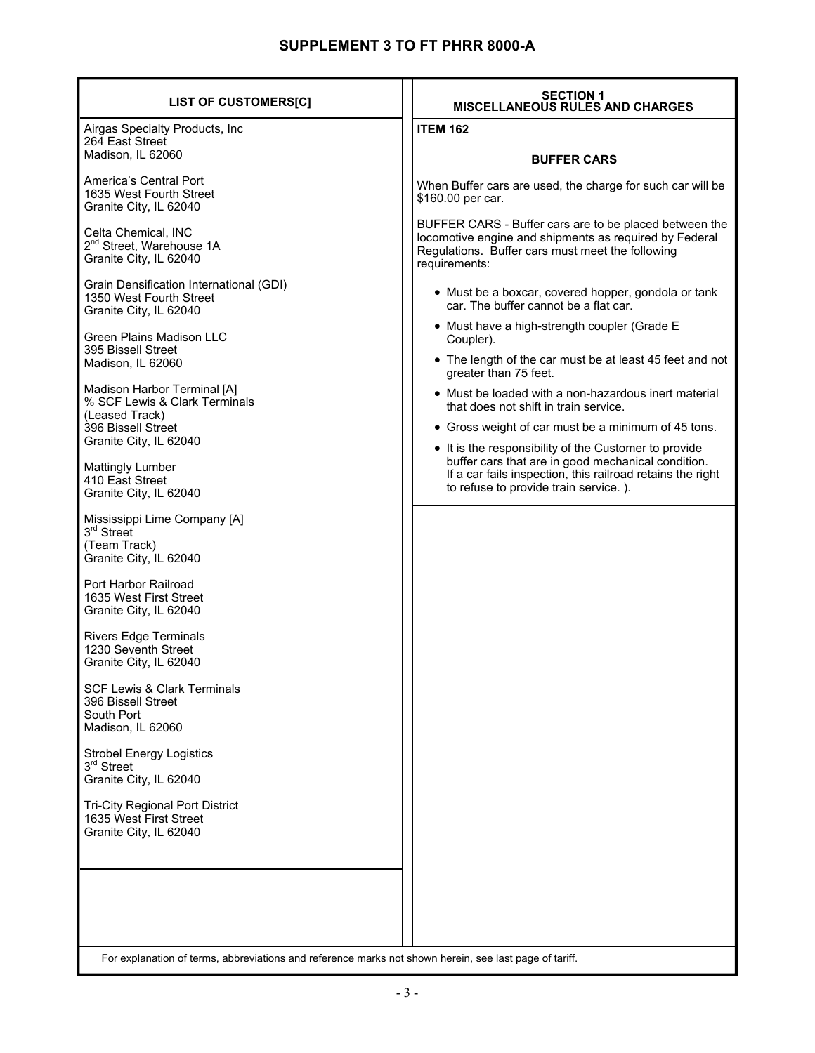# SUPPLEMENT 3 TO FT PHRR 8000-A

## LIST OF CUSTOMERS[C]

Airgas Specialty Products, Inc
264 East Street
Madison, IL 62060

America's Central Port
1635 West Fourth Street
Granite City, IL 62040

Celta Chemical, INC
2nd Street, Warehouse 1A
Granite City, IL 62040

Grain Densification International (GDI)
1350 West Fourth Street
Granite City, IL 62040

Green Plains Madison LLC
395 Bissell Street
Madison, IL 62060

Madison Harbor Terminal [A]
% SCF Lewis & Clark Terminals
(Leased Track)
396 Bissell Street
Granite City, IL 62040

Mattingly Lumber
410 East Street
Granite City, IL 62040

Mississippi Lime Company [A]
3rd Street
(Team Track)
Granite City, IL 62040

Port Harbor Railroad
1635 West First Street
Granite City, IL 62040

Rivers Edge Terminals
1230 Seventh Street
Granite City, IL 62040

SCF Lewis & Clark Terminals
396 Bissell Street
South Port
Madison, IL 62060

Strobel Energy Logistics
3rd Street
Granite City, IL 62040

Tri-City Regional Port District
1635 West First Street
Granite City, IL 62040

## SECTION 1
## MISCELLANEOUS RULES AND CHARGES

**ITEM 162**

### BUFFER CARS

When Buffer cars are used, the charge for such car will be $160.00 per car.

BUFFER CARS - Buffer cars are to be placed between the locomotive engine and shipments as required by Federal Regulations. Buffer cars must meet the following requirements:

- Must be a boxcar, covered hopper, gondola or tank car. The buffer cannot be a flat car.
- Must have a high-strength coupler (Grade E Coupler).
- The length of the car must be at least 45 feet and not greater than 75 feet.
- Must be loaded with a non-hazardous inert material that does not shift in train service.
- Gross weight of car must be a minimum of 45 tons.
- It is the responsibility of the Customer to provide buffer cars that are in good mechanical condition. If a car fails inspection, this railroad retains the right to refuse to provide train service. ).

For explanation of terms, abbreviations and reference marks not shown herein, see last page of tariff.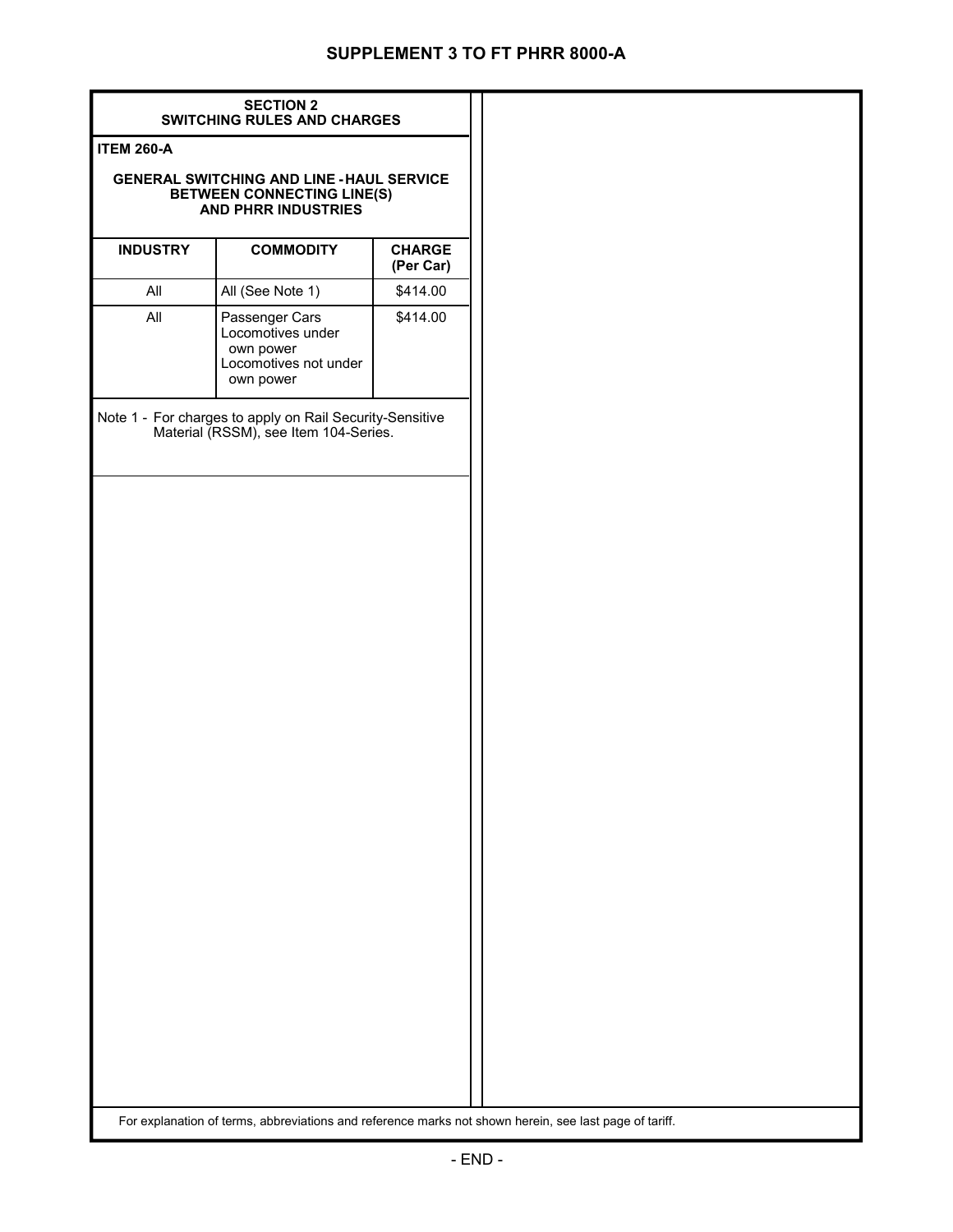# SUPPLEMENT 3 TO FT PHRR 8000-A

## SECTION 2
## SWITCHING RULES AND CHARGES

**ITEM 260-A**

### GENERAL SWITCHING AND LINE - HAUL SERVICE BETWEEN CONNECTING LINE(S) AND PHRR INDUSTRIES

| INDUSTRY | COMMODITY | CHARGE (Per Car) |
|---|---|---|
| All | All (See Note 1) | $414.00 |
| All | Passenger Cars<br>Locomotives under own power<br>Locomotives not under own power | $414.00 |

Note 1 - For charges to apply on Rail Security-Sensitive Material (RSSM), see Item 104-Series.

For explanation of terms, abbreviations and reference marks not shown herein, see last page of tariff.

- END -